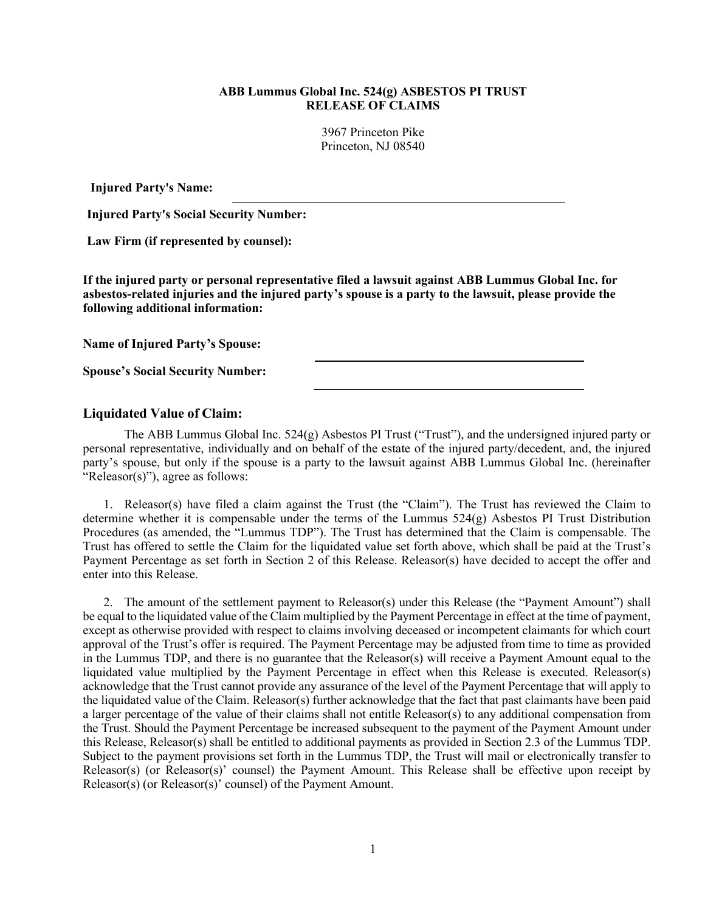**ABB Lummus Global Inc. 524(g) ASBESTOS PI TRUST**
**RELEASE OF CLAIMS**

3967 Princeton Pike
Princeton, NJ 08540

**Injured Party's Name:** \_\_\_\_\_\_\_\_\_\_\_\_\_\_\_\_\_\_\_\_\_\_\_\_\_\_\_\_\_\_\_\_\_\_\_\_\_\_\_\_

**Injured Party's Social Security Number:**

**Law Firm (if represented by counsel):**

**If the injured party or personal representative filed a lawsuit against ABB Lummus Global Inc. for asbestos-related injuries and the injured party's spouse is a party to the lawsuit, please provide the following additional information:**

**Name of Injured Party's Spouse:** \_\_\_\_\_\_\_\_\_\_\_\_\_\_\_\_\_\_\_\_\_\_\_\_\_\_\_\_\_\_\_\_

**Spouse's Social Security Number:** \_\_\_\_\_\_\_\_\_\_\_\_\_\_\_\_\_\_\_\_\_\_\_\_\_\_\_\_\_\_\_\_

## Liquidated Value of Claim:

The ABB Lummus Global Inc. 524(g) Asbestos PI Trust ("Trust"), and the undersigned injured party or personal representative, individually and on behalf of the estate of the injured party/decedent, and, the injured party's spouse, but only if the spouse is a party to the lawsuit against ABB Lummus Global Inc. (hereinafter "Releasor(s)"), agree as follows:

1. Releasor(s) have filed a claim against the Trust (the "Claim"). The Trust has reviewed the Claim to determine whether it is compensable under the terms of the Lummus 524(g) Asbestos PI Trust Distribution Procedures (as amended, the "Lummus TDP"). The Trust has determined that the Claim is compensable. The Trust has offered to settle the Claim for the liquidated value set forth above, which shall be paid at the Trust's Payment Percentage as set forth in Section 2 of this Release. Releasor(s) have decided to accept the offer and enter into this Release.

2. The amount of the settlement payment to Releasor(s) under this Release (the "Payment Amount") shall be equal to the liquidated value of the Claim multiplied by the Payment Percentage in effect at the time of payment, except as otherwise provided with respect to claims involving deceased or incompetent claimants for which court approval of the Trust's offer is required. The Payment Percentage may be adjusted from time to time as provided in the Lummus TDP, and there is no guarantee that the Releasor(s) will receive a Payment Amount equal to the liquidated value multiplied by the Payment Percentage in effect when this Release is executed. Releasor(s) acknowledge that the Trust cannot provide any assurance of the level of the Payment Percentage that will apply to the liquidated value of the Claim. Releasor(s) further acknowledge that the fact that past claimants have been paid a larger percentage of the value of their claims shall not entitle Releasor(s) to any additional compensation from the Trust. Should the Payment Percentage be increased subsequent to the payment of the Payment Amount under this Release, Releasor(s) shall be entitled to additional payments as provided in Section 2.3 of the Lummus TDP. Subject to the payment provisions set forth in the Lummus TDP, the Trust will mail or electronically transfer to Releasor(s) (or Releasor(s)' counsel) the Payment Amount. This Release shall be effective upon receipt by Releasor(s) (or Releasor(s)' counsel) of the Payment Amount.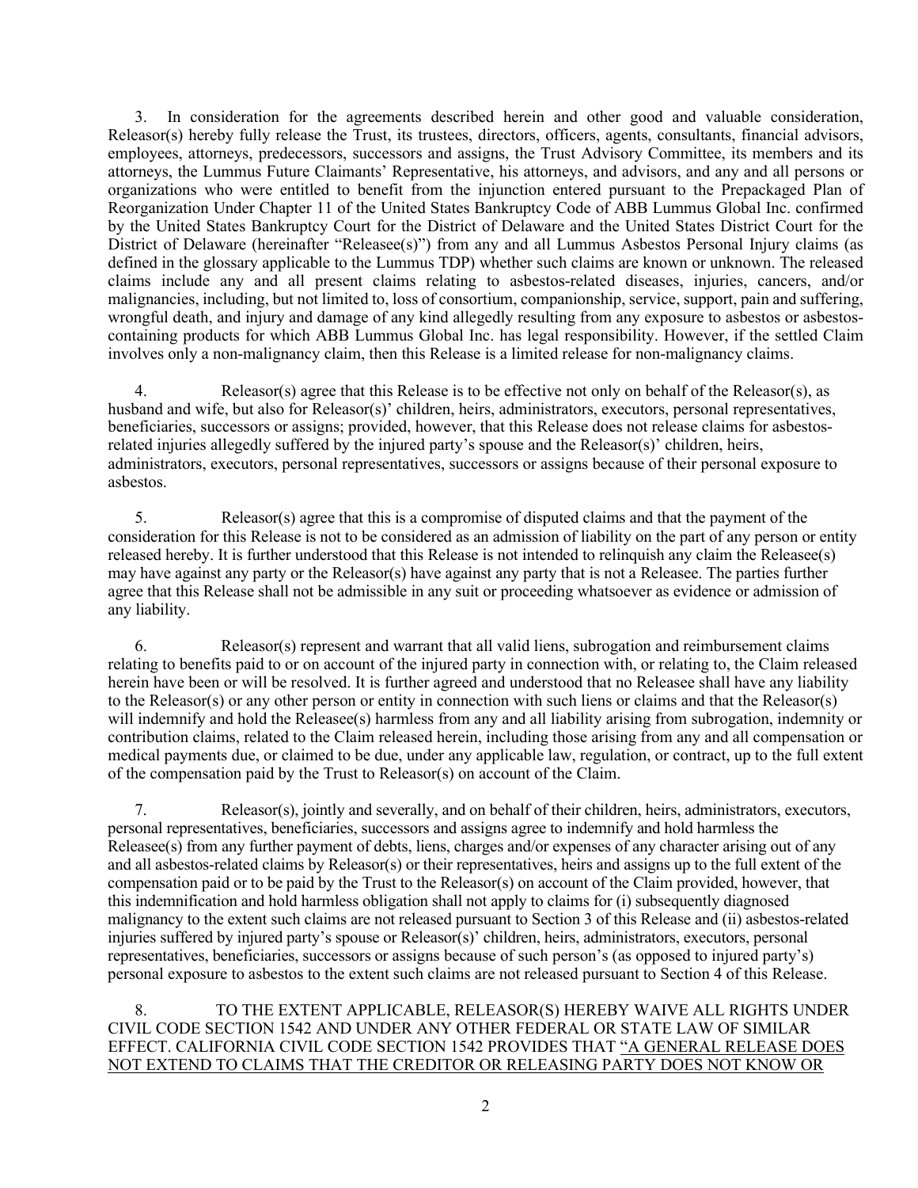3. In consideration for the agreements described herein and other good and valuable consideration, Releasor(s) hereby fully release the Trust, its trustees, directors, officers, agents, consultants, financial advisors, employees, attorneys, predecessors, successors and assigns, the Trust Advisory Committee, its members and its attorneys, the Lummus Future Claimants' Representative, his attorneys, and advisors, and any and all persons or organizations who were entitled to benefit from the injunction entered pursuant to the Prepackaged Plan of Reorganization Under Chapter 11 of the United States Bankruptcy Code of ABB Lummus Global Inc. confirmed by the United States Bankruptcy Court for the District of Delaware and the United States District Court for the District of Delaware (hereinafter "Releasee(s)") from any and all Lummus Asbestos Personal Injury claims (as defined in the glossary applicable to the Lummus TDP) whether such claims are known or unknown. The released claims include any and all present claims relating to asbestos-related diseases, injuries, cancers, and/or malignancies, including, but not limited to, loss of consortium, companionship, service, support, pain and suffering, wrongful death, and injury and damage of any kind allegedly resulting from any exposure to asbestos or asbestos-containing products for which ABB Lummus Global Inc. has legal responsibility. However, if the settled Claim involves only a non-malignancy claim, then this Release is a limited release for non-malignancy claims.

4. Releasor(s) agree that this Release is to be effective not only on behalf of the Releasor(s), as husband and wife, but also for Releasor(s)' children, heirs, administrators, executors, personal representatives, beneficiaries, successors or assigns; provided, however, that this Release does not release claims for asbestos-related injuries allegedly suffered by the injured party's spouse and the Releasor(s)' children, heirs, administrators, executors, personal representatives, successors or assigns because of their personal exposure to asbestos.

5. Releasor(s) agree that this is a compromise of disputed claims and that the payment of the consideration for this Release is not to be considered as an admission of liability on the part of any person or entity released hereby. It is further understood that this Release is not intended to relinquish any claim the Releasee(s) may have against any party or the Releasor(s) have against any party that is not a Releasee. The parties further agree that this Release shall not be admissible in any suit or proceeding whatsoever as evidence or admission of any liability.

6. Releasor(s) represent and warrant that all valid liens, subrogation and reimbursement claims relating to benefits paid to or on account of the injured party in connection with, or relating to, the Claim released herein have been or will be resolved. It is further agreed and understood that no Releasee shall have any liability to the Releasor(s) or any other person or entity in connection with such liens or claims and that the Releasor(s) will indemnify and hold the Releasee(s) harmless from any and all liability arising from subrogation, indemnity or contribution claims, related to the Claim released herein, including those arising from any and all compensation or medical payments due, or claimed to be due, under any applicable law, regulation, or contract, up to the full extent of the compensation paid by the Trust to Releasor(s) on account of the Claim.

7. Releasor(s), jointly and severally, and on behalf of their children, heirs, administrators, executors, personal representatives, beneficiaries, successors and assigns agree to indemnify and hold harmless the Releasee(s) from any further payment of debts, liens, charges and/or expenses of any character arising out of any and all asbestos-related claims by Releasor(s) or their representatives, heirs and assigns up to the full extent of the compensation paid or to be paid by the Trust to the Releasor(s) on account of the Claim provided, however, that this indemnification and hold harmless obligation shall not apply to claims for (i) subsequently diagnosed malignancy to the extent such claims are not released pursuant to Section 3 of this Release and (ii) asbestos-related injuries suffered by injured party's spouse or Releasor(s)' children, heirs, administrators, executors, personal representatives, beneficiaries, successors or assigns because of such person's (as opposed to injured party's) personal exposure to asbestos to the extent such claims are not released pursuant to Section 4 of this Release.

8. TO THE EXTENT APPLICABLE, RELEASOR(S) HEREBY WAIVE ALL RIGHTS UNDER CIVIL CODE SECTION 1542 AND UNDER ANY OTHER FEDERAL OR STATE LAW OF SIMILAR EFFECT. CALIFORNIA CIVIL CODE SECTION 1542 PROVIDES THAT "A GENERAL RELEASE DOES NOT EXTEND TO CLAIMS THAT THE CREDITOR OR RELEASING PARTY DOES NOT KNOW OR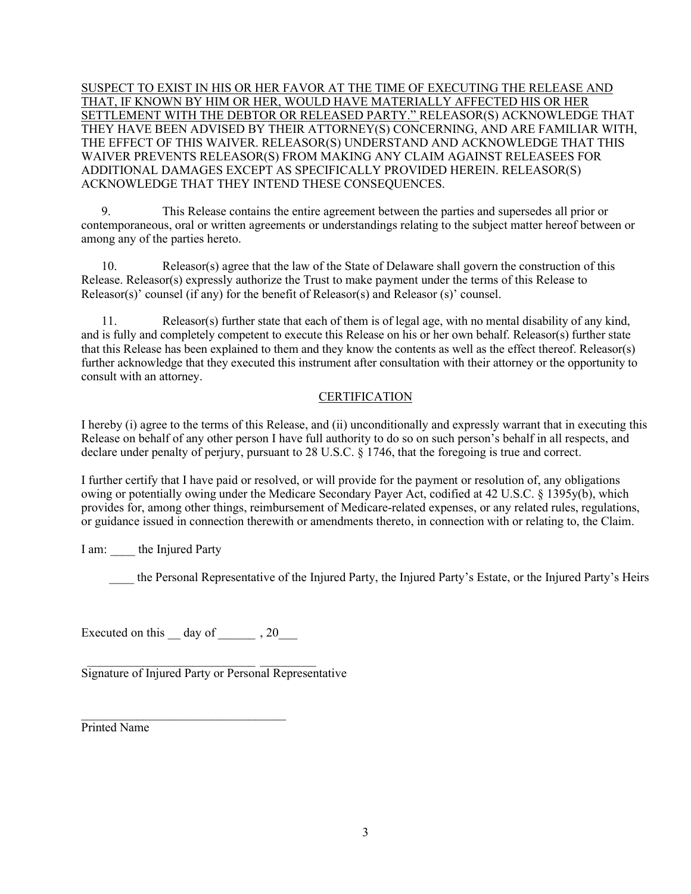SUSPECT TO EXIST IN HIS OR HER FAVOR AT THE TIME OF EXECUTING THE RELEASE AND THAT, IF KNOWN BY HIM OR HER, WOULD HAVE MATERIALLY AFFECTED HIS OR HER SETTLEMENT WITH THE DEBTOR OR RELEASED PARTY." RELEASOR(S) ACKNOWLEDGE THAT THEY HAVE BEEN ADVISED BY THEIR ATTORNEY(S) CONCERNING, AND ARE FAMILIAR WITH, THE EFFECT OF THIS WAIVER. RELEASOR(S) UNDERSTAND AND ACKNOWLEDGE THAT THIS WAIVER PREVENTS RELEASOR(S) FROM MAKING ANY CLAIM AGAINST RELEASEES FOR ADDITIONAL DAMAGES EXCEPT AS SPECIFICALLY PROVIDED HEREIN. RELEASOR(S) ACKNOWLEDGE THAT THEY INTEND THESE CONSEQUENCES.

9. This Release contains the entire agreement between the parties and supersedes all prior or contemporaneous, oral or written agreements or understandings relating to the subject matter hereof between or among any of the parties hereto.

10. Releasor(s) agree that the law of the State of Delaware shall govern the construction of this Release. Releasor(s) expressly authorize the Trust to make payment under the terms of this Release to Releasor(s)' counsel (if any) for the benefit of Releasor(s) and Releasor (s)' counsel.

11. Releasor(s) further state that each of them is of legal age, with no mental disability of any kind, and is fully and completely competent to execute this Release on his or her own behalf. Releasor(s) further state that this Release has been explained to them and they know the contents as well as the effect thereof. Releasor(s) further acknowledge that they executed this instrument after consultation with their attorney or the opportunity to consult with an attorney.

## CERTIFICATION

I hereby (i) agree to the terms of this Release, and (ii) unconditionally and expressly warrant that in executing this Release on behalf of any other person I have full authority to do so on such person's behalf in all respects, and declare under penalty of perjury, pursuant to 28 U.S.C. § 1746, that the foregoing is true and correct.

I further certify that I have paid or resolved, or will provide for the payment or resolution of, any obligations owing or potentially owing under the Medicare Secondary Payer Act, codified at 42 U.S.C. § 1395y(b), which provides for, among other things, reimbursement of Medicare-related expenses, or any related rules, regulations, or guidance issued in connection therewith or amendments thereto, in connection with or relating to, the Claim.

I am: ____ the Injured Party

____ the Personal Representative of the Injured Party, the Injured Party's Estate, or the Injured Party's Heirs

Executed on this __ day of ______ , 20___

___________________________ _________
Signature of Injured Party or Personal Representative

_________________________________
Printed Name